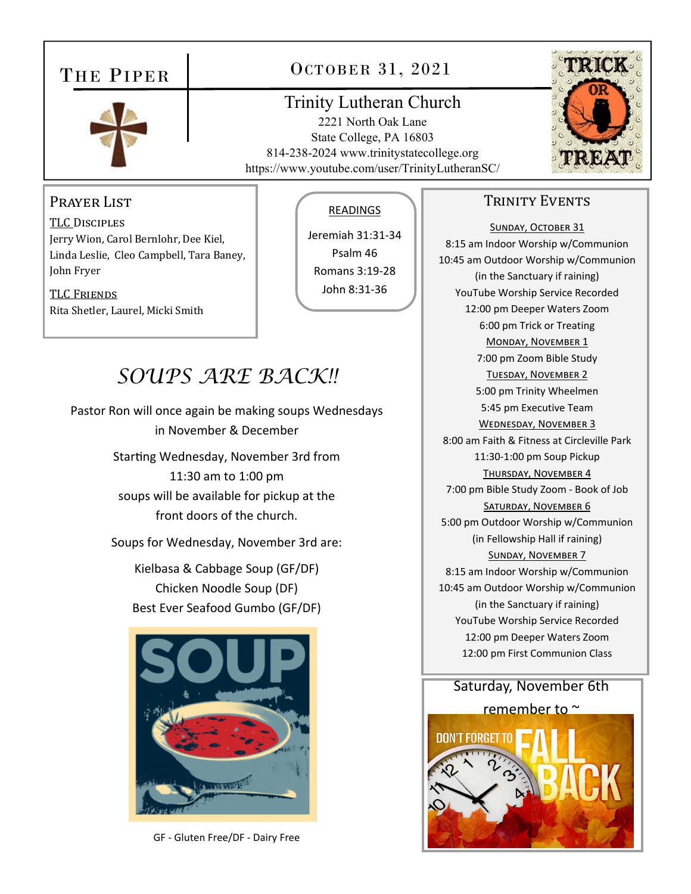# The Piper

## October 31, 2021

**Trinity Lutheran Church**
2221 North Oak Lane
State College, PA 16803
814-238-2024 www.trinitystatecollege.org
https://www.youtube.com/user/TrinityLutheranSC/

## Prayer List

TLC Disciples
Jerry Wion, Carol Bernlohr, Dee Kiel, Linda Leslie, Cleo Campbell, Tara Baney, John Fryer

TLC Friends
Rita Shetler, Laurel, Micki Smith

## Readings

Jeremiah 31:31-34
Psalm 46
Romans 3:19-28
John 8:31-36

## *SOUPS ARE BACK!!*

Pastor Ron will once again be making soups Wednesdays in November & December

Starting Wednesday, November 3rd from 11:30 am to 1:00 pm soups will be available for pickup at the front doors of the church.

Soups for Wednesday, November 3rd are:

Kielbasa & Cabbage Soup (GF/DF)
Chicken Noodle Soup (DF)
Best Ever Seafood Gumbo (GF/DF)

GF - Gluten Free/DF - Dairy Free

## Trinity Events

**Sunday, October 31**
8:15 am Indoor Worship w/Communion
10:45 am Outdoor Worship w/Communion (in the Sanctuary if raining)
YouTube Worship Service Recorded
12:00 pm Deeper Waters Zoom
6:00 pm Trick or Treating

**Monday, November 1**
7:00 pm Zoom Bible Study

**Tuesday, November 2**
5:00 pm Trinity Wheelmen
5:45 pm Executive Team

**Wednesday, November 3**
8:00 am Faith & Fitness at Circleville Park
11:30-1:00 pm Soup Pickup

**Thursday, November 4**
7:00 pm Bible Study Zoom - Book of Job

**Saturday, November 6**
5:00 pm Outdoor Worship w/Communion (in Fellowship Hall if raining)

**Sunday, November 7**
8:15 am Indoor Worship w/Communion
10:45 am Outdoor Worship w/Communion (in the Sanctuary if raining)
YouTube Worship Service Recorded
12:00 pm Deeper Waters Zoom
12:00 pm First Communion Class

Saturday, November 6th remember to ~

DON'T FORGET TO FALL BACK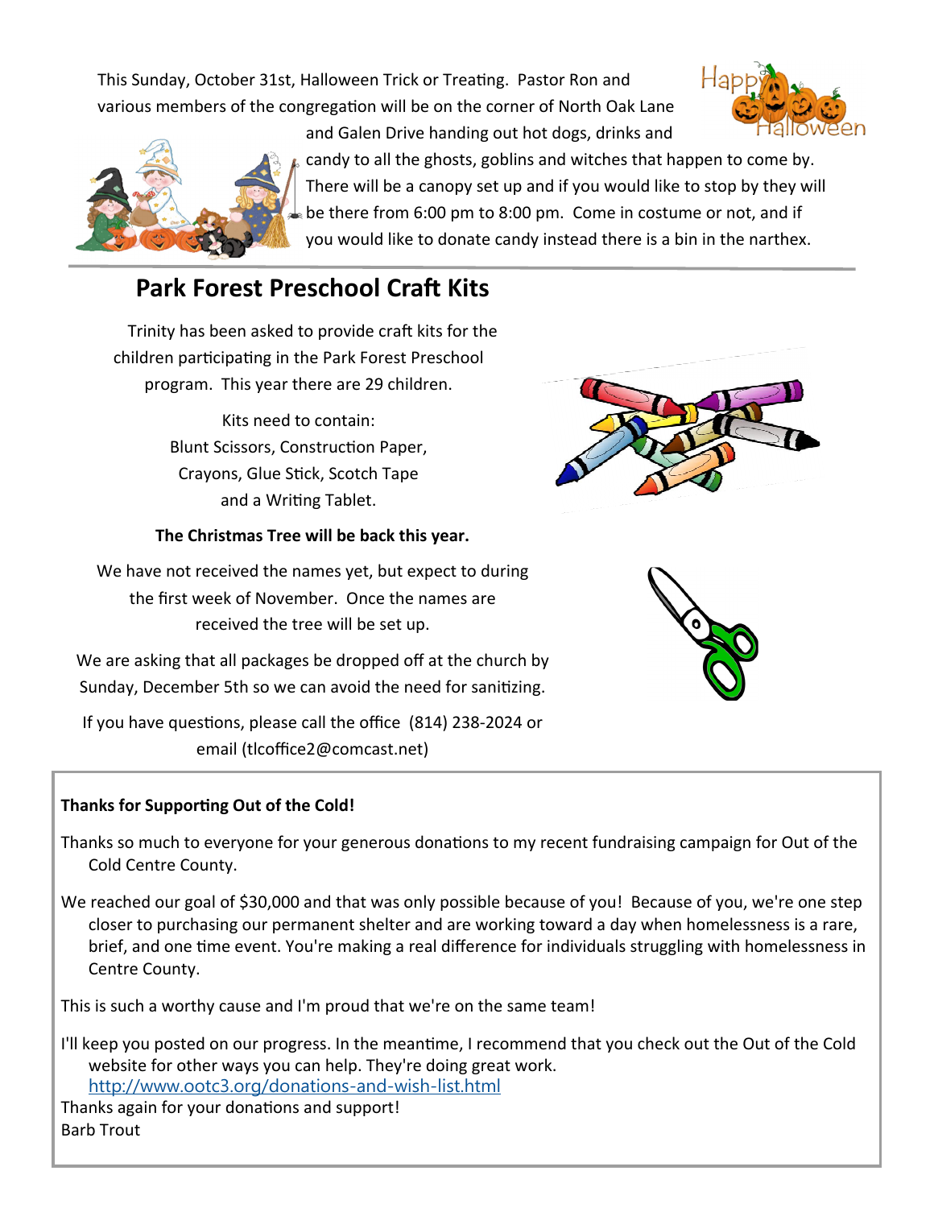This Sunday, October 31st, Halloween Trick or Treating. Pastor Ron and various members of the congregation will be on the corner of North Oak Lane and Galen Drive handing out hot dogs, drinks and candy to all the ghosts, goblins and witches that happen to come by. There will be a canopy set up and if you would like to stop by they will be there from 6:00 pm to 8:00 pm. Come in costume or not, and if you would like to donate candy instead there is a bin in the narthex.

---

## Park Forest Preschool Craft Kits

Trinity has been asked to provide craft kits for the children participating in the Park Forest Preschool program. This year there are 29 children.

Kits need to contain:
Blunt Scissors, Construction Paper, Crayons, Glue Stick, Scotch Tape and a Writing Tablet.

**The Christmas Tree will be back this year.**

We have not received the names yet, but expect to during the first week of November. Once the names are received the tree will be set up.

We are asking that all packages be dropped off at the church by Sunday, December 5th so we can avoid the need for sanitizing.

If you have questions, please call the office (814) 238-2024 or email (tlcoffice2@comcast.net)

---

**Thanks for Supporting Out of the Cold!**

Thanks so much to everyone for your generous donations to my recent fundraising campaign for Out of the Cold Centre County.

We reached our goal of $30,000 and that was only possible because of you! Because of you, we're one step closer to purchasing our permanent shelter and are working toward a day when homelessness is a rare, brief, and one time event. You're making a real difference for individuals struggling with homelessness in Centre County.

This is such a worthy cause and I'm proud that we're on the same team!

I'll keep you posted on our progress. In the meantime, I recommend that you check out the Out of the Cold website for other ways you can help. They're doing great work.
http://www.ootc3.org/donations-and-wish-list.html
Thanks again for your donations and support!
Barb Trout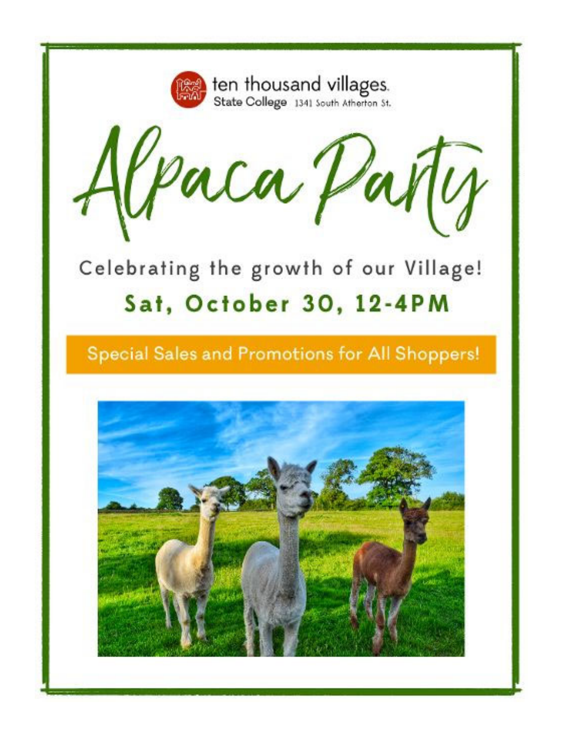ten thousand villages.

State College 1341 South Atherton St.

# Alpaca Party

Celebrating the growth of our Village!

## Sat, October 30, 12-4PM

**Special Sales and Promotions for All Shoppers!**